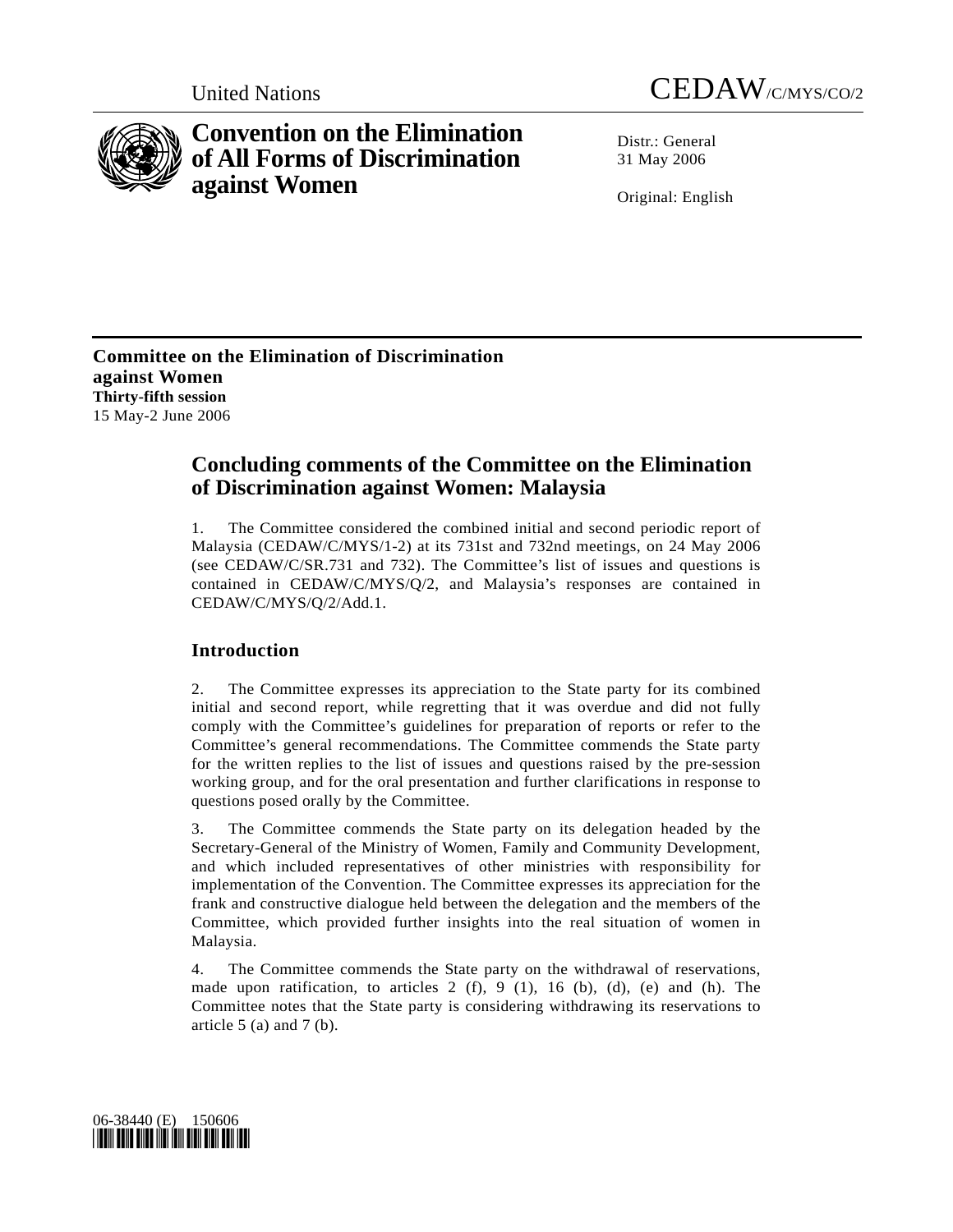United Nations

# CEDAW/C/MYS/CO/2

# Convention on the Elimination of All Forms of Discrimination against Women

Distr.: General
31 May 2006

Original: English

**Committee on the Elimination of Discrimination against Women**
**Thirty-fifth session**
15 May-2 June 2006

## Concluding comments of the Committee on the Elimination of Discrimination against Women: Malaysia

1. The Committee considered the combined initial and second periodic report of Malaysia (CEDAW/C/MYS/1-2) at its 731st and 732nd meetings, on 24 May 2006 (see CEDAW/C/SR.731 and 732). The Committee's list of issues and questions is contained in CEDAW/C/MYS/Q/2, and Malaysia's responses are contained in CEDAW/C/MYS/Q/2/Add.1.

### Introduction

2. The Committee expresses its appreciation to the State party for its combined initial and second report, while regretting that it was overdue and did not fully comply with the Committee's guidelines for preparation of reports or refer to the Committee's general recommendations. The Committee commends the State party for the written replies to the list of issues and questions raised by the pre-session working group, and for the oral presentation and further clarifications in response to questions posed orally by the Committee.

3. The Committee commends the State party on its delegation headed by the Secretary-General of the Ministry of Women, Family and Community Development, and which included representatives of other ministries with responsibility for implementation of the Convention. The Committee expresses its appreciation for the frank and constructive dialogue held between the delegation and the members of the Committee, which provided further insights into the real situation of women in Malaysia.

4. The Committee commends the State party on the withdrawal of reservations, made upon ratification, to articles 2 (f), 9 (1), 16 (b), (d), (e) and (h). The Committee notes that the State party is considering withdrawing its reservations to article 5 (a) and 7 (b).

06-38440 (E) 150606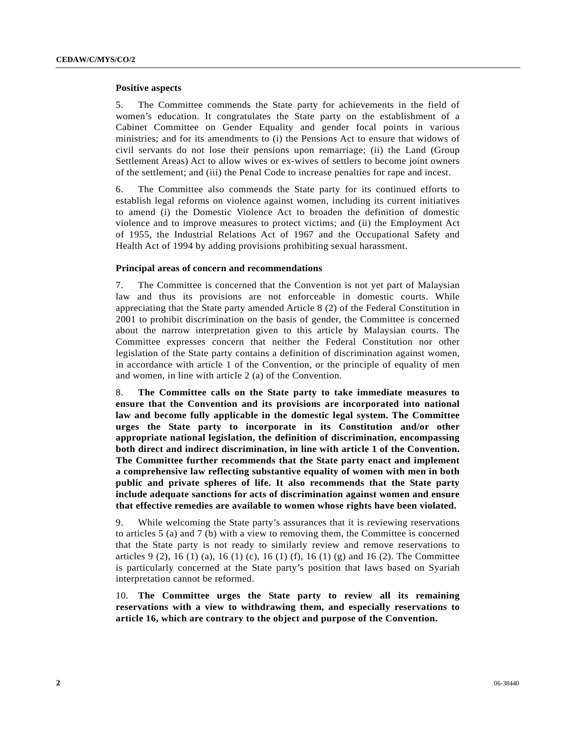### Positive aspects

5. The Committee commends the State party for achievements in the field of women's education. It congratulates the State party on the establishment of a Cabinet Committee on Gender Equality and gender focal points in various ministries; and for its amendments to (i) the Pensions Act to ensure that widows of civil servants do not lose their pensions upon remarriage; (ii) the Land (Group Settlement Areas) Act to allow wives or ex-wives of settlers to become joint owners of the settlement; and (iii) the Penal Code to increase penalties for rape and incest.

6. The Committee also commends the State party for its continued efforts to establish legal reforms on violence against women, including its current initiatives to amend (i) the Domestic Violence Act to broaden the definition of domestic violence and to improve measures to protect victims; and (ii) the Employment Act of 1955, the Industrial Relations Act of 1967 and the Occupational Safety and Health Act of 1994 by adding provisions prohibiting sexual harassment.

### Principal areas of concern and recommendations

7. The Committee is concerned that the Convention is not yet part of Malaysian law and thus its provisions are not enforceable in domestic courts. While appreciating that the State party amended Article 8 (2) of the Federal Constitution in 2001 to prohibit discrimination on the basis of gender, the Committee is concerned about the narrow interpretation given to this article by Malaysian courts. The Committee expresses concern that neither the Federal Constitution nor other legislation of the State party contains a definition of discrimination against women, in accordance with article 1 of the Convention, or the principle of equality of men and women, in line with article 2 (a) of the Convention.

8. **The Committee calls on the State party to take immediate measures to ensure that the Convention and its provisions are incorporated into national law and become fully applicable in the domestic legal system. The Committee urges the State party to incorporate in its Constitution and/or other appropriate national legislation, the definition of discrimination, encompassing both direct and indirect discrimination, in line with article 1 of the Convention. The Committee further recommends that the State party enact and implement a comprehensive law reflecting substantive equality of women with men in both public and private spheres of life. It also recommends that the State party include adequate sanctions for acts of discrimination against women and ensure that effective remedies are available to women whose rights have been violated.**

9. While welcoming the State party's assurances that it is reviewing reservations to articles 5 (a) and 7 (b) with a view to removing them, the Committee is concerned that the State party is not ready to similarly review and remove reservations to articles 9 (2), 16 (1) (a), 16 (1) (c), 16 (1) (f), 16 (1) (g) and 16 (2). The Committee is particularly concerned at the State party's position that laws based on Syariah interpretation cannot be reformed.

10. **The Committee urges the State party to review all its remaining reservations with a view to withdrawing them, and especially reservations to article 16, which are contrary to the object and purpose of the Convention.**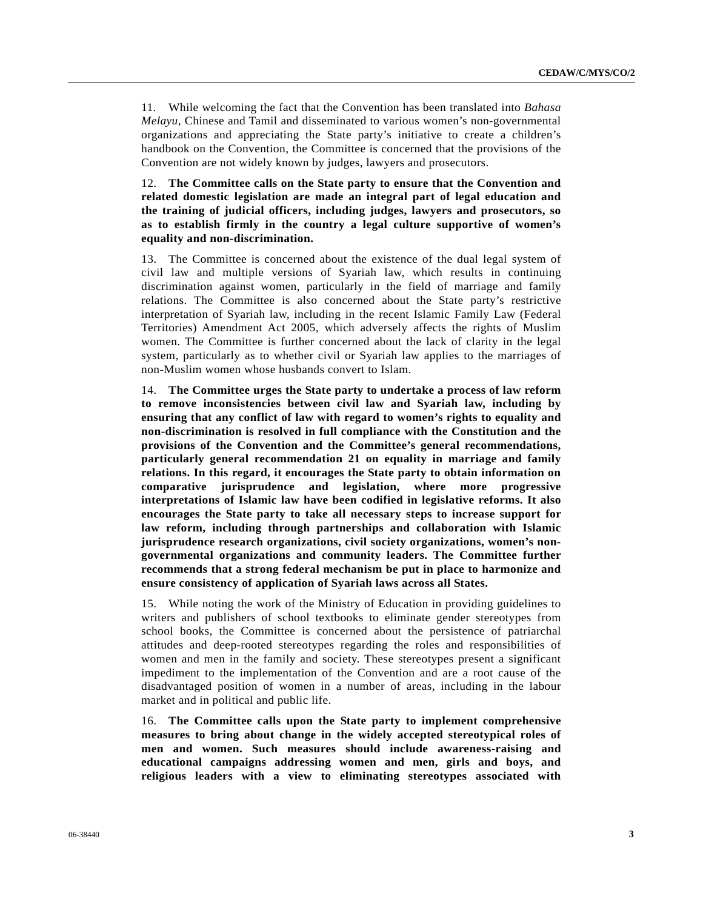11. While welcoming the fact that the Convention has been translated into *Bahasa Melayu*, Chinese and Tamil and disseminated to various women's non-governmental organizations and appreciating the State party's initiative to create a children's handbook on the Convention, the Committee is concerned that the provisions of the Convention are not widely known by judges, lawyers and prosecutors.

12. **The Committee calls on the State party to ensure that the Convention and related domestic legislation are made an integral part of legal education and the training of judicial officers, including judges, lawyers and prosecutors, so as to establish firmly in the country a legal culture supportive of women's equality and non-discrimination.**

13. The Committee is concerned about the existence of the dual legal system of civil law and multiple versions of Syariah law, which results in continuing discrimination against women, particularly in the field of marriage and family relations. The Committee is also concerned about the State party's restrictive interpretation of Syariah law, including in the recent Islamic Family Law (Federal Territories) Amendment Act 2005, which adversely affects the rights of Muslim women. The Committee is further concerned about the lack of clarity in the legal system, particularly as to whether civil or Syariah law applies to the marriages of non-Muslim women whose husbands convert to Islam.

14. **The Committee urges the State party to undertake a process of law reform to remove inconsistencies between civil law and Syariah law, including by ensuring that any conflict of law with regard to women's rights to equality and non-discrimination is resolved in full compliance with the Constitution and the provisions of the Convention and the Committee's general recommendations, particularly general recommendation 21 on equality in marriage and family relations. In this regard, it encourages the State party to obtain information on comparative jurisprudence and legislation, where more progressive interpretations of Islamic law have been codified in legislative reforms. It also encourages the State party to take all necessary steps to increase support for law reform, including through partnerships and collaboration with Islamic jurisprudence research organizations, civil society organizations, women's non-governmental organizations and community leaders. The Committee further recommends that a strong federal mechanism be put in place to harmonize and ensure consistency of application of Syariah laws across all States.**

15. While noting the work of the Ministry of Education in providing guidelines to writers and publishers of school textbooks to eliminate gender stereotypes from school books, the Committee is concerned about the persistence of patriarchal attitudes and deep-rooted stereotypes regarding the roles and responsibilities of women and men in the family and society. These stereotypes present a significant impediment to the implementation of the Convention and are a root cause of the disadvantaged position of women in a number of areas, including in the labour market and in political and public life.

16. **The Committee calls upon the State party to implement comprehensive measures to bring about change in the widely accepted stereotypical roles of men and women. Such measures should include awareness-raising and educational campaigns addressing women and men, girls and boys, and religious leaders with a view to eliminating stereotypes associated with**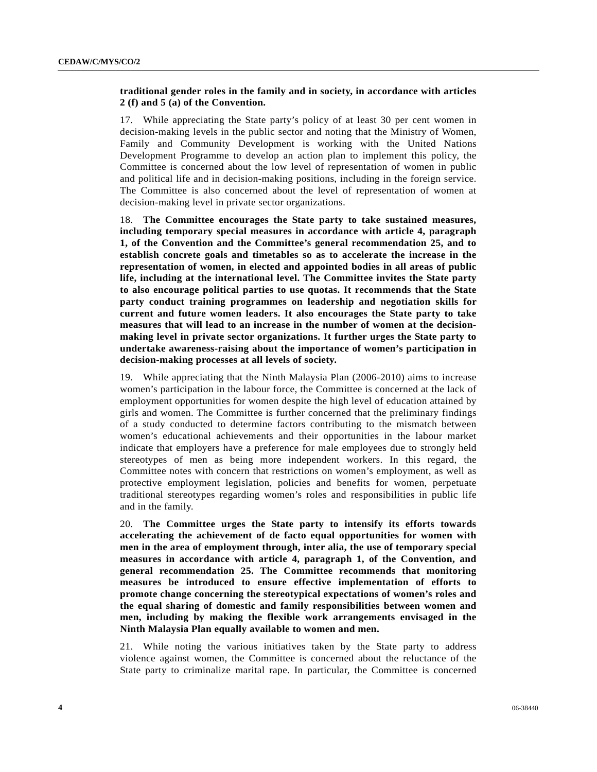**traditional gender roles in the family and in society, in accordance with articles 2 (f) and 5 (a) of the Convention.**

17. While appreciating the State party's policy of at least 30 per cent women in decision-making levels in the public sector and noting that the Ministry of Women, Family and Community Development is working with the United Nations Development Programme to develop an action plan to implement this policy, the Committee is concerned about the low level of representation of women in public and political life and in decision-making positions, including in the foreign service. The Committee is also concerned about the level of representation of women at decision-making level in private sector organizations.

18. **The Committee encourages the State party to take sustained measures, including temporary special measures in accordance with article 4, paragraph 1, of the Convention and the Committee's general recommendation 25, and to establish concrete goals and timetables so as to accelerate the increase in the representation of women, in elected and appointed bodies in all areas of public life, including at the international level. The Committee invites the State party to also encourage political parties to use quotas. It recommends that the State party conduct training programmes on leadership and negotiation skills for current and future women leaders. It also encourages the State party to take measures that will lead to an increase in the number of women at the decision-making level in private sector organizations. It further urges the State party to undertake awareness-raising about the importance of women's participation in decision-making processes at all levels of society.**

19. While appreciating that the Ninth Malaysia Plan (2006-2010) aims to increase women's participation in the labour force, the Committee is concerned at the lack of employment opportunities for women despite the high level of education attained by girls and women. The Committee is further concerned that the preliminary findings of a study conducted to determine factors contributing to the mismatch between women's educational achievements and their opportunities in the labour market indicate that employers have a preference for male employees due to strongly held stereotypes of men as being more independent workers. In this regard, the Committee notes with concern that restrictions on women's employment, as well as protective employment legislation, policies and benefits for women, perpetuate traditional stereotypes regarding women's roles and responsibilities in public life and in the family.

20. **The Committee urges the State party to intensify its efforts towards accelerating the achievement of de facto equal opportunities for women with men in the area of employment through, inter alia, the use of temporary special measures in accordance with article 4, paragraph 1, of the Convention, and general recommendation 25. The Committee recommends that monitoring measures be introduced to ensure effective implementation of efforts to promote change concerning the stereotypical expectations of women's roles and the equal sharing of domestic and family responsibilities between women and men, including by making the flexible work arrangements envisaged in the Ninth Malaysia Plan equally available to women and men.**

21. While noting the various initiatives taken by the State party to address violence against women, the Committee is concerned about the reluctance of the State party to criminalize marital rape. In particular, the Committee is concerned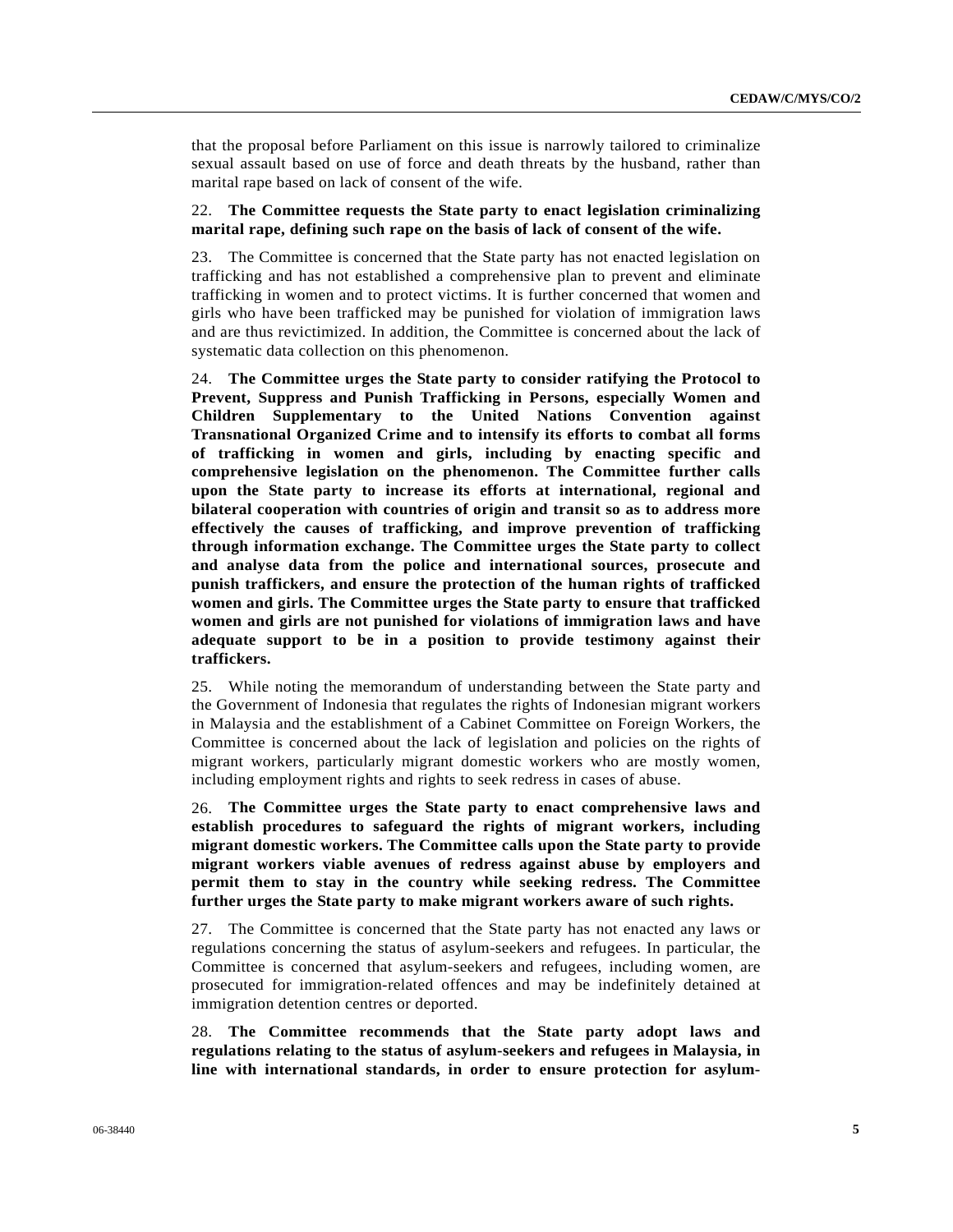that the proposal before Parliament on this issue is narrowly tailored to criminalize sexual assault based on use of force and death threats by the husband, rather than marital rape based on lack of consent of the wife.

22. **The Committee requests the State party to enact legislation criminalizing marital rape, defining such rape on the basis of lack of consent of the wife.**

23. The Committee is concerned that the State party has not enacted legislation on trafficking and has not established a comprehensive plan to prevent and eliminate trafficking in women and to protect victims. It is further concerned that women and girls who have been trafficked may be punished for violation of immigration laws and are thus revictimized. In addition, the Committee is concerned about the lack of systematic data collection on this phenomenon.

24. **The Committee urges the State party to consider ratifying the Protocol to Prevent, Suppress and Punish Trafficking in Persons, especially Women and Children Supplementary to the United Nations Convention against Transnational Organized Crime and to intensify its efforts to combat all forms of trafficking in women and girls, including by enacting specific and comprehensive legislation on the phenomenon. The Committee further calls upon the State party to increase its efforts at international, regional and bilateral cooperation with countries of origin and transit so as to address more effectively the causes of trafficking, and improve prevention of trafficking through information exchange. The Committee urges the State party to collect and analyse data from the police and international sources, prosecute and punish traffickers, and ensure the protection of the human rights of trafficked women and girls. The Committee urges the State party to ensure that trafficked women and girls are not punished for violations of immigration laws and have adequate support to be in a position to provide testimony against their traffickers.**

25. While noting the memorandum of understanding between the State party and the Government of Indonesia that regulates the rights of Indonesian migrant workers in Malaysia and the establishment of a Cabinet Committee on Foreign Workers, the Committee is concerned about the lack of legislation and policies on the rights of migrant workers, particularly migrant domestic workers who are mostly women, including employment rights and rights to seek redress in cases of abuse.

26. **The Committee urges the State party to enact comprehensive laws and establish procedures to safeguard the rights of migrant workers, including migrant domestic workers. The Committee calls upon the State party to provide migrant workers viable avenues of redress against abuse by employers and permit them to stay in the country while seeking redress. The Committee further urges the State party to make migrant workers aware of such rights.**

27. The Committee is concerned that the State party has not enacted any laws or regulations concerning the status of asylum-seekers and refugees. In particular, the Committee is concerned that asylum-seekers and refugees, including women, are prosecuted for immigration-related offences and may be indefinitely detained at immigration detention centres or deported.

28. **The Committee recommends that the State party adopt laws and regulations relating to the status of asylum-seekers and refugees in Malaysia, in line with international standards, in order to ensure protection for asylum-**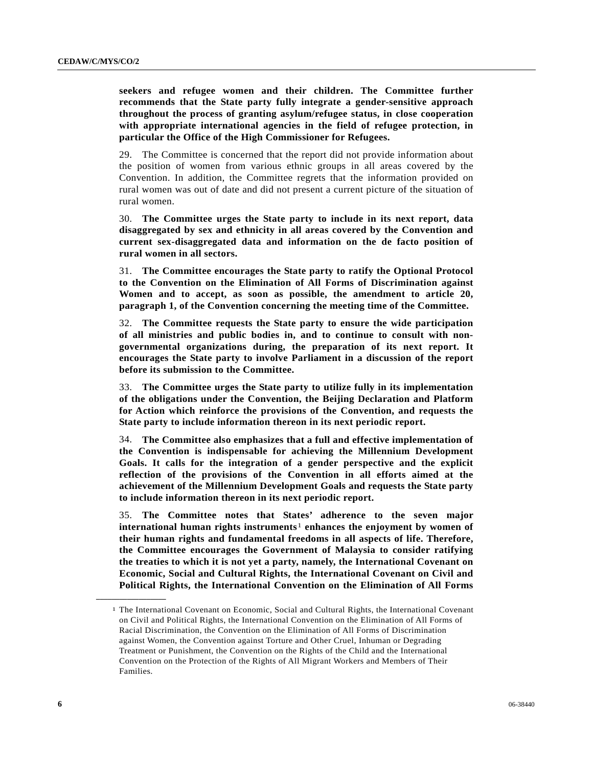**seekers and refugee women and their children. The Committee further recommends that the State party fully integrate a gender-sensitive approach throughout the process of granting asylum/refugee status, in close cooperation with appropriate international agencies in the field of refugee protection, in particular the Office of the High Commissioner for Refugees.**

29. The Committee is concerned that the report did not provide information about the position of women from various ethnic groups in all areas covered by the Convention. In addition, the Committee regrets that the information provided on rural women was out of date and did not present a current picture of the situation of rural women.

30. **The Committee urges the State party to include in its next report, data disaggregated by sex and ethnicity in all areas covered by the Convention and current sex-disaggregated data and information on the de facto position of rural women in all sectors.**

31. **The Committee encourages the State party to ratify the Optional Protocol to the Convention on the Elimination of All Forms of Discrimination against Women and to accept, as soon as possible, the amendment to article 20, paragraph 1, of the Convention concerning the meeting time of the Committee.**

32. **The Committee requests the State party to ensure the wide participation of all ministries and public bodies in, and to continue to consult with non-governmental organizations during, the preparation of its next report. It encourages the State party to involve Parliament in a discussion of the report before its submission to the Committee.**

33. **The Committee urges the State party to utilize fully in its implementation of the obligations under the Convention, the Beijing Declaration and Platform for Action which reinforce the provisions of the Convention, and requests the State party to include information thereon in its next periodic report.**

34. **The Committee also emphasizes that a full and effective implementation of the Convention is indispensable for achieving the Millennium Development Goals. It calls for the integration of a gender perspective and the explicit reflection of the provisions of the Convention in all efforts aimed at the achievement of the Millennium Development Goals and requests the State party to include information thereon in its next periodic report.**

35. **The Committee notes that States' adherence to the seven major international human rights instruments[1] enhances the enjoyment by women of their human rights and fundamental freedoms in all aspects of life. Therefore, the Committee encourages the Government of Malaysia to consider ratifying the treaties to which it is not yet a party, namely, the International Covenant on Economic, Social and Cultural Rights, the International Covenant on Civil and Political Rights, the International Convention on the Elimination of All Forms**

---

[1] The International Covenant on Economic, Social and Cultural Rights, the International Covenant on Civil and Political Rights, the International Convention on the Elimination of All Forms of Racial Discrimination, the Convention on the Elimination of All Forms of Discrimination against Women, the Convention against Torture and Other Cruel, Inhuman or Degrading Treatment or Punishment, the Convention on the Rights of the Child and the International Convention on the Protection of the Rights of All Migrant Workers and Members of Their Families.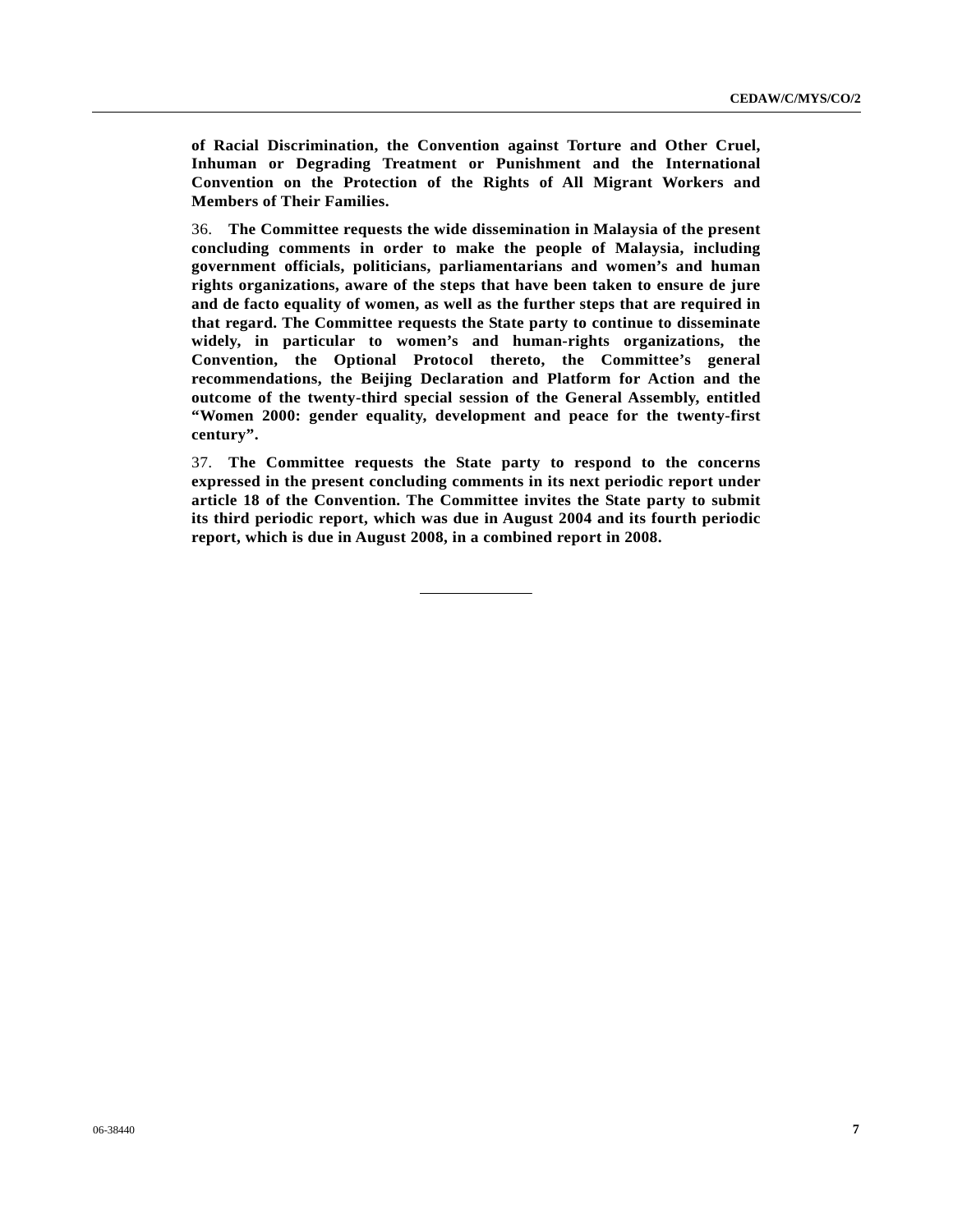**of Racial Discrimination, the Convention against Torture and Other Cruel, Inhuman or Degrading Treatment or Punishment and the International Convention on the Protection of the Rights of All Migrant Workers and Members of Their Families.**

36. **The Committee requests the wide dissemination in Malaysia of the present concluding comments in order to make the people of Malaysia, including government officials, politicians, parliamentarians and women's and human rights organizations, aware of the steps that have been taken to ensure de jure and de facto equality of women, as well as the further steps that are required in that regard. The Committee requests the State party to continue to disseminate widely, in particular to women's and human-rights organizations, the Convention, the Optional Protocol thereto, the Committee's general recommendations, the Beijing Declaration and Platform for Action and the outcome of the twenty-third special session of the General Assembly, entitled "Women 2000: gender equality, development and peace for the twenty-first century".**

37. **The Committee requests the State party to respond to the concerns expressed in the present concluding comments in its next periodic report under article 18 of the Convention. The Committee invites the State party to submit its third periodic report, which was due in August 2004 and its fourth periodic report, which is due in August 2008, in a combined report in 2008.**